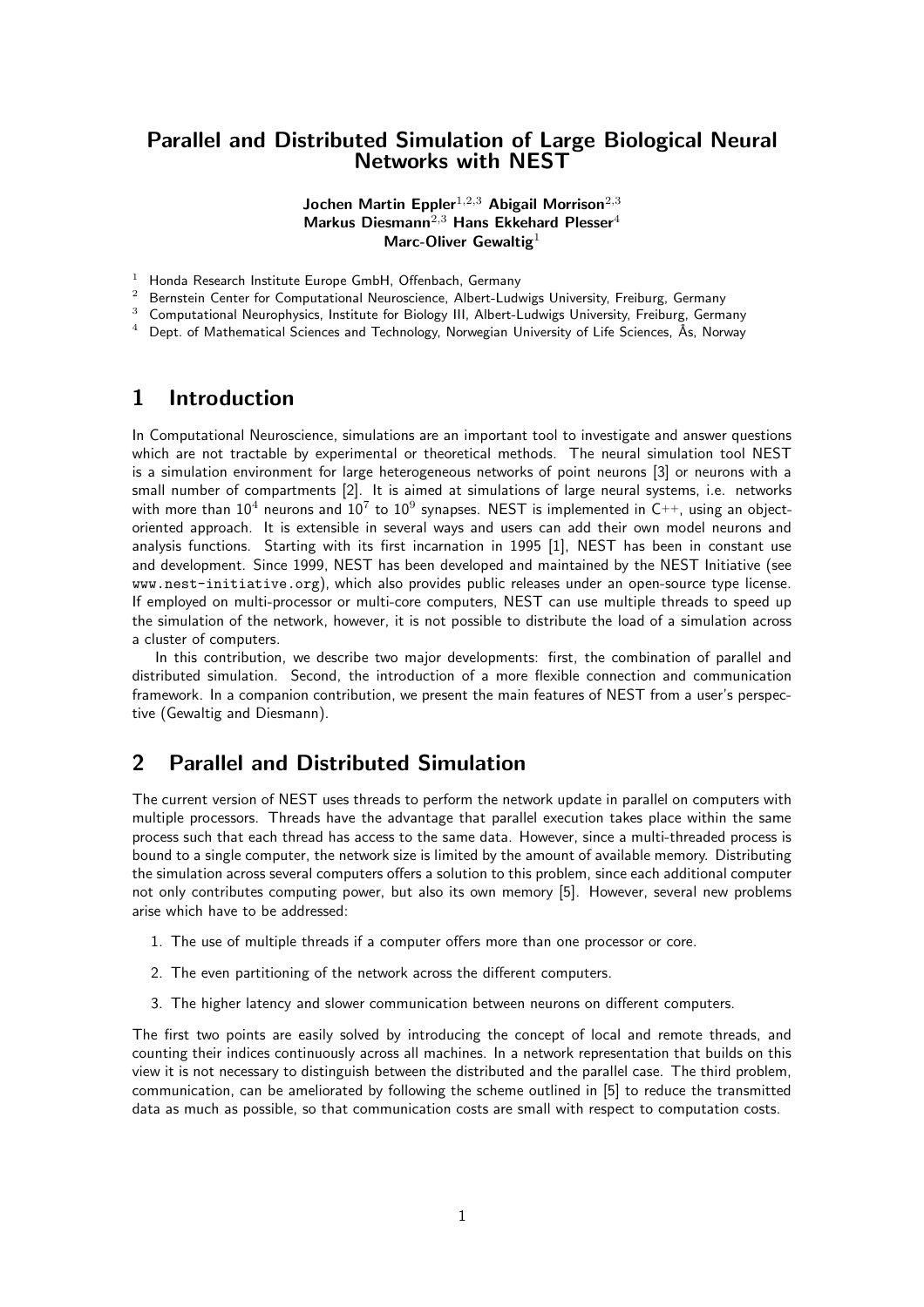# Parallel and Distributed Simulation of Large Biological Neural Networks with NEST

**Jochen Martin Eppler**[1,2,3] **Abigail Morrison**[2,3]
**Markus Diesmann**[2,3] **Hans Ekkehard Plesser**[4]
**Marc-Oliver Gewaltig**[1]

[1] Honda Research Institute Europe GmbH, Offenbach, Germany
[2] Bernstein Center for Computational Neuroscience, Albert-Ludwigs University, Freiburg, Germany
[3] Computational Neurophysics, Institute for Biology III, Albert-Ludwigs University, Freiburg, Germany
[4] Dept. of Mathematical Sciences and Technology, Norwegian University of Life Sciences, Ås, Norway

## 1 Introduction

In Computational Neuroscience, simulations are an important tool to investigate and answer questions which are not tractable by experimental or theoretical methods. The neural simulation tool NEST is a simulation environment for large heterogeneous networks of point neurons [3] or neurons with a small number of compartments [2]. It is aimed at simulations of large neural systems, i.e. networks with more than $10^4$ neurons and $10^7$ to $10^9$ synapses. NEST is implemented in C++, using an object-oriented approach. It is extensible in several ways and users can add their own model neurons and analysis functions. Starting with its first incarnation in 1995 [1], NEST has been in constant use and development. Since 1999, NEST has been developed and maintained by the NEST Initiative (see `www.nest-initiative.org`), which also provides public releases under an open-source type license. If employed on multi-processor or multi-core computers, NEST can use multiple threads to speed up the simulation of the network, however, it is not possible to distribute the load of a simulation across a cluster of computers.

In this contribution, we describe two major developments: first, the combination of parallel and distributed simulation. Second, the introduction of a more flexible connection and communication framework. In a companion contribution, we present the main features of NEST from a user's perspective (Gewaltig and Diesmann).

## 2 Parallel and Distributed Simulation

The current version of NEST uses threads to perform the network update in parallel on computers with multiple processors. Threads have the advantage that parallel execution takes place within the same process such that each thread has access to the same data. However, since a multi-threaded process is bound to a single computer, the network size is limited by the amount of available memory. Distributing the simulation across several computers offers a solution to this problem, since each additional computer not only contributes computing power, but also its own memory [5]. However, several new problems arise which have to be addressed:

1. The use of multiple threads if a computer offers more than one processor or core.
2. The even partitioning of the network across the different computers.
3. The higher latency and slower communication between neurons on different computers.

The first two points are easily solved by introducing the concept of local and remote threads, and counting their indices continuously across all machines. In a network representation that builds on this view it is not necessary to distinguish between the distributed and the parallel case. The third problem, communication, can be ameliorated by following the scheme outlined in [5] to reduce the transmitted data as much as possible, so that communication costs are small with respect to computation costs.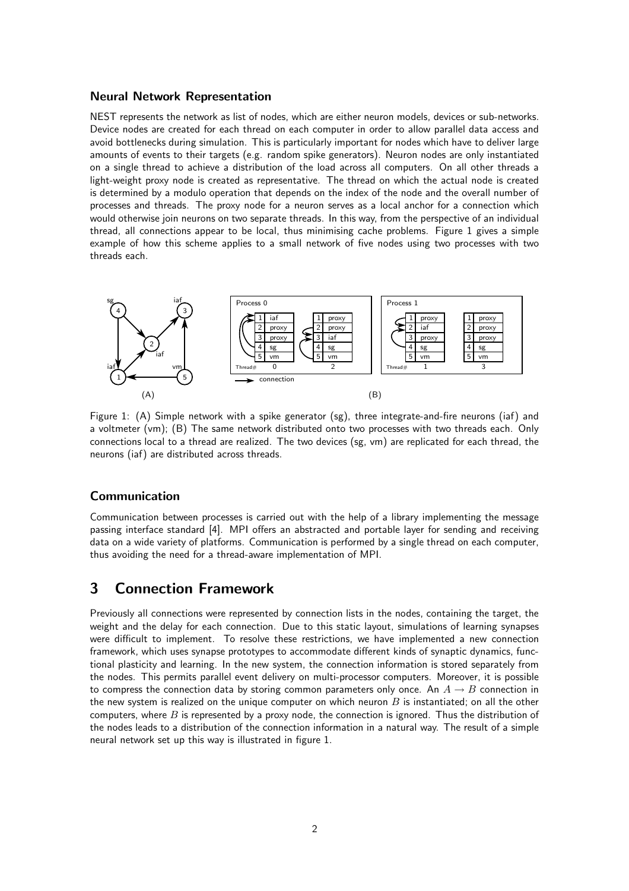### Neural Network Representation

NEST represents the network as list of nodes, which are either neuron models, devices or sub-networks. Device nodes are created for each thread on each computer in order to allow parallel data access and avoid bottlenecks during simulation. This is particularly important for nodes which have to deliver large amounts of events to their targets (e.g. random spike generators). Neuron nodes are only instantiated on a single thread to achieve a distribution of the load across all computers. On all other threads a light-weight proxy node is created as representative. The thread on which the actual node is created is determined by a modulo operation that depends on the index of the node and the overall number of processes and threads. The proxy node for a neuron serves as a local anchor for a connection which would otherwise join neurons on two separate threads. In this way, from the perspective of an individual thread, all connections appear to be local, thus minimising cache problems. Figure 1 gives a simple example of how this scheme applies to a small network of five nodes using two processes with two threads each.

Figure 1: (A) Simple network with a spike generator (sg), three integrate-and-fire neurons (iaf) and a voltmeter (vm); (B) The same network distributed onto two processes with two threads each. Only connections local to a thread are realized. The two devices (sg, vm) are replicated for each thread, the neurons (iaf) are distributed across threads.

### Communication

Communication between processes is carried out with the help of a library implementing the message passing interface standard [4]. MPI offers an abstracted and portable layer for sending and receiving data on a wide variety of platforms. Communication is performed by a single thread on each computer, thus avoiding the need for a thread-aware implementation of MPI.

## 3 Connection Framework

Previously all connections were represented by connection lists in the nodes, containing the target, the weight and the delay for each connection. Due to this static layout, simulations of learning synapses were difficult to implement. To resolve these restrictions, we have implemented a new connection framework, which uses synapse prototypes to accommodate different kinds of synaptic dynamics, functional plasticity and learning. In the new system, the connection information is stored separately from the nodes. This permits parallel event delivery on multi-processor computers. Moreover, it is possible to compress the connection data by storing common parameters only once. An $A \rightarrow B$ connection in the new system is realized on the unique computer on which neuron $B$ is instantiated; on all the other computers, where $B$ is represented by a proxy node, the connection is ignored. Thus the distribution of the nodes leads to a distribution of the connection information in a natural way. The result of a simple neural network set up this way is illustrated in figure 1.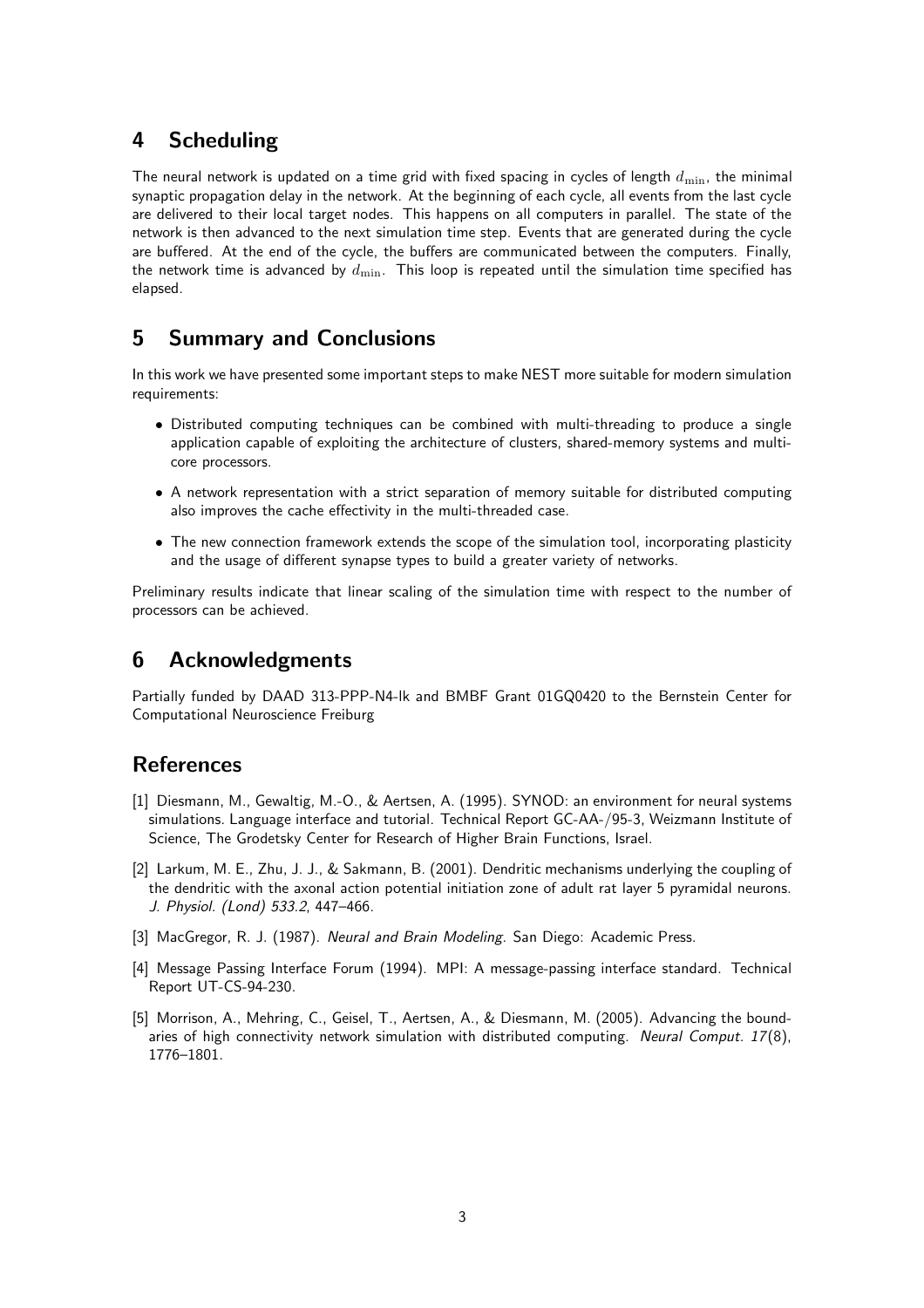## 4 Scheduling

The neural network is updated on a time grid with fixed spacing in cycles of length $d_{\min}$, the minimal synaptic propagation delay in the network. At the beginning of each cycle, all events from the last cycle are delivered to their local target nodes. This happens on all computers in parallel. The state of the network is then advanced to the next simulation time step. Events that are generated during the cycle are buffered. At the end of the cycle, the buffers are communicated between the computers. Finally, the network time is advanced by $d_{\min}$. This loop is repeated until the simulation time specified has elapsed.

## 5 Summary and Conclusions

In this work we have presented some important steps to make NEST more suitable for modern simulation requirements:

- Distributed computing techniques can be combined with multi-threading to produce a single application capable of exploiting the architecture of clusters, shared-memory systems and multi-core processors.
- A network representation with a strict separation of memory suitable for distributed computing also improves the cache effectivity in the multi-threaded case.
- The new connection framework extends the scope of the simulation tool, incorporating plasticity and the usage of different synapse types to build a greater variety of networks.

Preliminary results indicate that linear scaling of the simulation time with respect to the number of processors can be achieved.

## 6 Acknowledgments

Partially funded by DAAD 313-PPP-N4-lk and BMBF Grant 01GQ0420 to the Bernstein Center for Computational Neuroscience Freiburg

## References

[1] Diesmann, M., Gewaltig, M.-O., & Aertsen, A. (1995). SYNOD: an environment for neural systems simulations. Language interface and tutorial. Technical Report GC-AA-/95-3, Weizmann Institute of Science, The Grodetsky Center for Research of Higher Brain Functions, Israel.

[2] Larkum, M. E., Zhu, J. J., & Sakmann, B. (2001). Dendritic mechanisms underlying the coupling of the dendritic with the axonal action potential initiation zone of adult rat layer 5 pyramidal neurons. *J. Physiol. (Lond) 533.2*, 447–466.

[3] MacGregor, R. J. (1987). *Neural and Brain Modeling*. San Diego: Academic Press.

[4] Message Passing Interface Forum (1994). MPI: A message-passing interface standard. Technical Report UT-CS-94-230.

[5] Morrison, A., Mehring, C., Geisel, T., Aertsen, A., & Diesmann, M. (2005). Advancing the boundaries of high connectivity network simulation with distributed computing. *Neural Comput. 17*(8), 1776–1801.